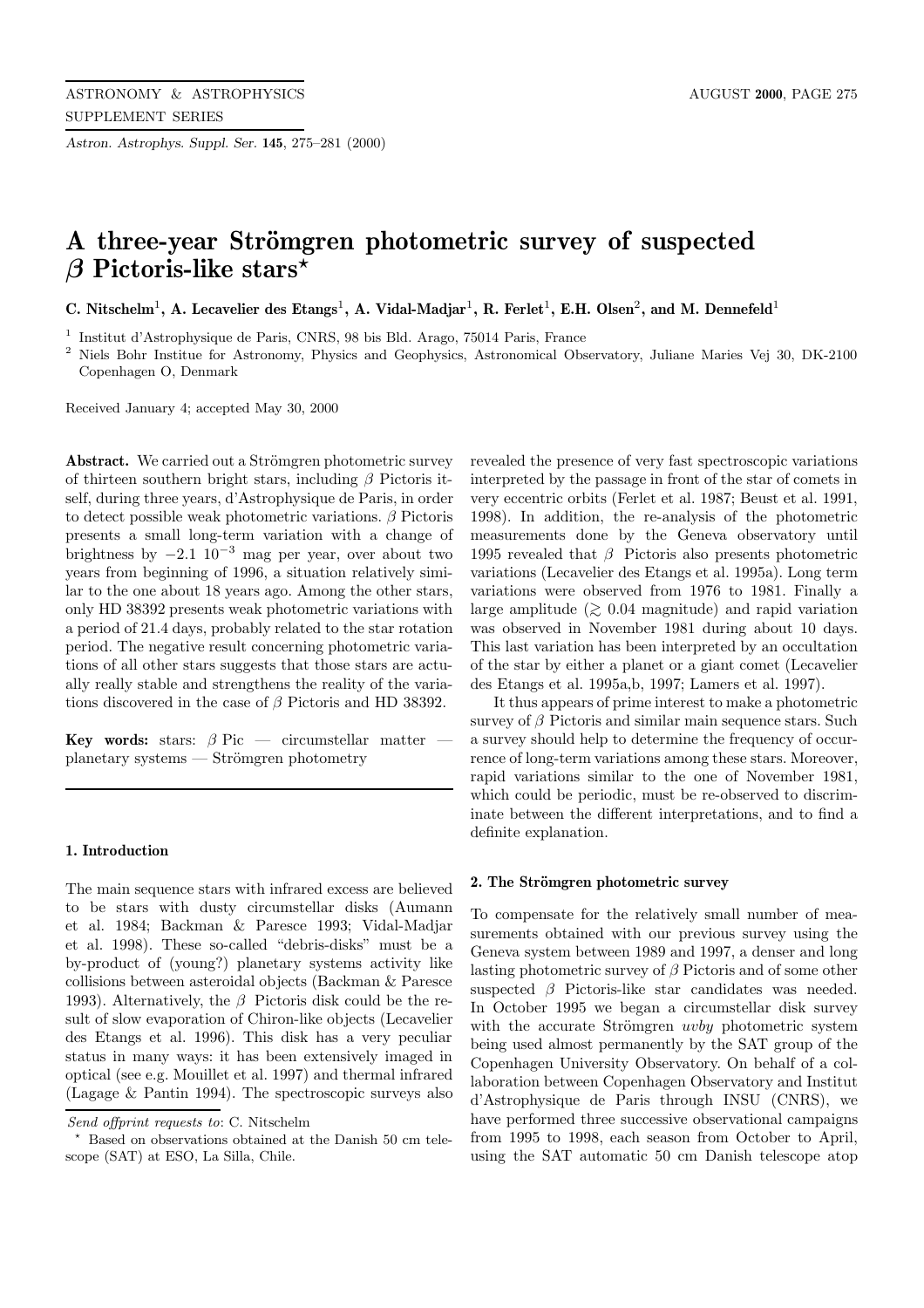# A three-year Strömgren photometric survey of suspected $\beta$ Pictoris-like stars*

**C. Nitschelm[1], A. Lecavelier des Etangs[1], A. Vidal-Madjar[1], R. Ferlet[1], E.H. Olsen[2], and M. Dennefeld[1]**

[1] Institut d'Astrophysique de Paris, CNRS, 98 bis Bld. Arago, 75014 Paris, France

[2] Niels Bohr Institue for Astronomy, Physics and Geophysics, Astronomical Observatory, Juliane Maries Vej 30, DK-2100 Copenhagen O, Denmark

Received January 4; accepted May 30, 2000

**Abstract.** We carried out a Strömgren photometric survey of thirteen southern bright stars, including $\beta$ Pictoris itself, during three years, d'Astrophysique de Paris, in order to detect possible weak photometric variations. $\beta$ Pictoris presents a small long-term variation with a change of brightness by $-2.1\ 10^{-3}$ mag per year, over about two years from beginning of 1996, a situation relatively similar to the one about 18 years ago. Among the other stars, only HD 38392 presents weak photometric variations with a period of 21.4 days, probably related to the star rotation period. The negative result concerning photometric variations of all other stars suggests that those stars are actually really stable and strengthens the reality of the variations discovered in the case of $\beta$ Pictoris and HD 38392.

**Key words:** stars: $\beta$ Pic — circumstellar matter — planetary systems — Strömgren photometry

## 1. Introduction

The main sequence stars with infrared excess are believed to be stars with dusty circumstellar disks (Aumann et al. 1984; Backman & Paresce 1993; Vidal-Madjar et al. 1998). These so-called "debris-disks" must be a by-product of (young?) planetary systems activity like collisions between asteroidal objects (Backman & Paresce 1993). Alternatively, the $\beta$ Pictoris disk could be the result of slow evaporation of Chiron-like objects (Lecavelier des Etangs et al. 1996). This disk has a very peculiar status in many ways: it has been extensively imaged in optical (see e.g. Mouillet et al. 1997) and thermal infrared (Lagage & Pantin 1994). The spectroscopic surveys also revealed the presence of very fast spectroscopic variations interpreted by the passage in front of the star of comets in very eccentric orbits (Ferlet et al. 1987; Beust et al. 1991, 1998). In addition, the re-analysis of the photometric measurements done by the Geneva observatory until 1995 revealed that $\beta$ Pictoris also presents photometric variations (Lecavelier des Etangs et al. 1995a). Long term variations were observed from 1976 to 1981. Finally a large amplitude ($\gtrsim 0.04$ magnitude) and rapid variation was observed in November 1981 during about 10 days. This last variation has been interpreted by an occultation of the star by either a planet or a giant comet (Lecavelier des Etangs et al. 1995a,b, 1997; Lamers et al. 1997).

It thus appears of prime interest to make a photometric survey of $\beta$ Pictoris and similar main sequence stars. Such a survey should help to determine the frequency of occurrence of long-term variations among these stars. Moreover, rapid variations similar to the one of November 1981, which could be periodic, must be re-observed to discriminate between the different interpretations, and to find a definite explanation.

## 2. The Strömgren photometric survey

To compensate for the relatively small number of measurements obtained with our previous survey using the Geneva system between 1989 and 1997, a denser and long lasting photometric survey of $\beta$ Pictoris and of some other suspected $\beta$ Pictoris-like star candidates was needed. In October 1995 we began a circumstellar disk survey with the accurate Strömgren *uvby* photometric system being used almost permanently by the SAT group of the Copenhagen University Observatory. On behalf of a collaboration between Copenhagen Observatory and Institut d'Astrophysique de Paris through INSU (CNRS), we have performed three successive observational campaigns from 1995 to 1998, each season from October to April, using the SAT automatic 50 cm Danish telescope atop

*Send offprint requests to*: C. Nitschelm

\* Based on observations obtained at the Danish 50 cm telescope (SAT) at ESO, La Silla, Chile.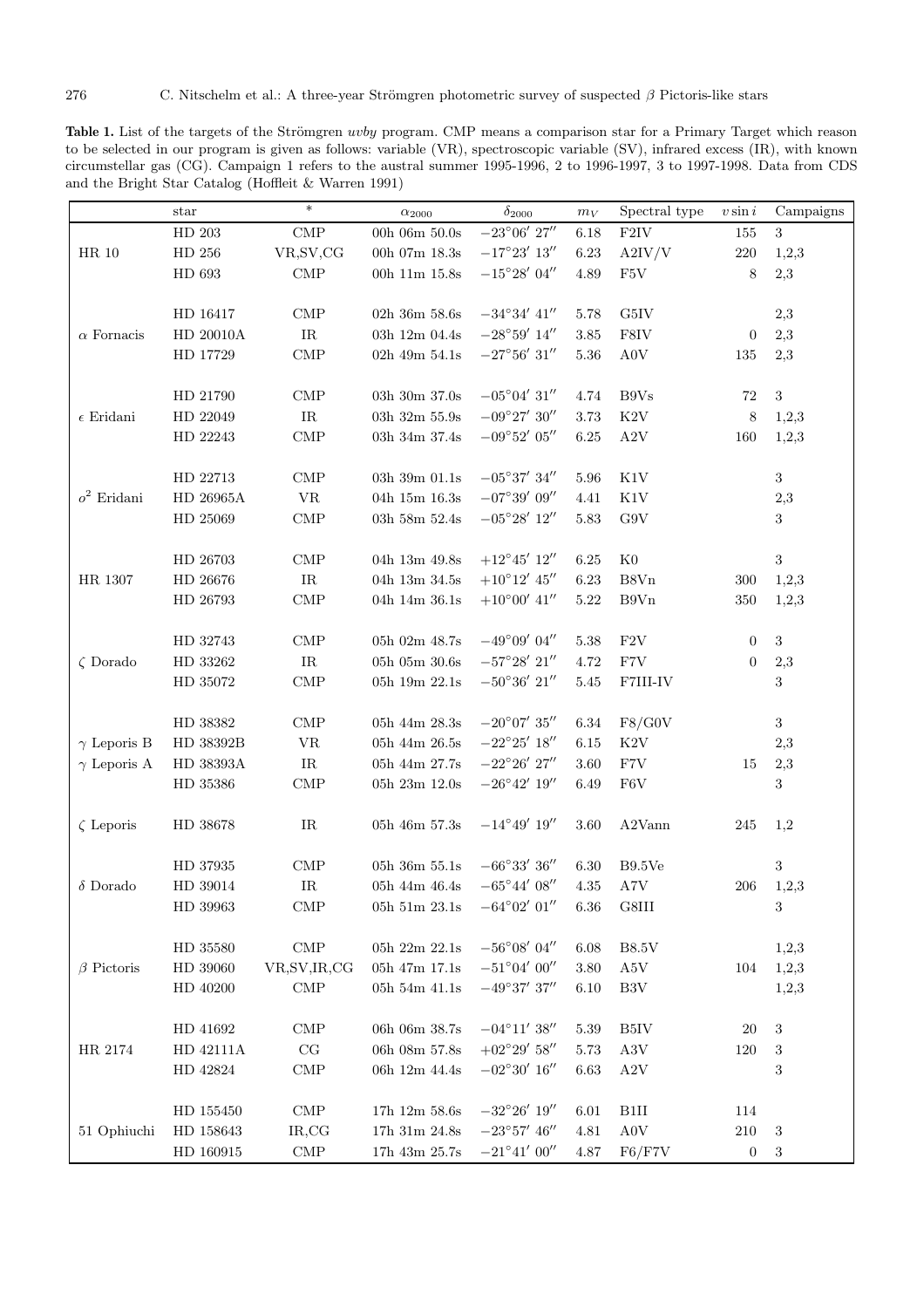**Table 1.** List of the targets of the Strömgren *uvby* program. CMP means a comparison star for a Primary Target which reason to be selected in our program is given as follows: variable (VR), spectroscopic variable (SV), infrared excess (IR), with known circumstellar gas (CG). Campaign 1 refers to the austral summer 1995-1996, 2 to 1996-1997, 3 to 1997-1998. Data from CDS and the Bright Star Catalog (Hoffleit & Warren 1991)

| | star | * | $\alpha_{2000}$ | $\delta_{2000}$ | $m_V$ | Spectral type | $v \sin i$ | Campaigns |
|---|---|---|---|---|---|---|---|---|
| | HD 203 | CMP | 00h 06m 50.0s | $-23°06'27''$ | 6.18 | F2IV | 155 | 3 |
| HR 10 | HD 256 | VR,SV,CG | 00h 07m 18.3s | $-17°23'13''$ | 6.23 | A2IV/V | 220 | 1,2,3 |
| | HD 693 | CMP | 00h 11m 15.8s | $-15°28'04''$ | 4.89 | F5V | 8 | 2,3 |
| | HD 16417 | CMP | 02h 36m 58.6s | $-34°34'41''$ | 5.78 | G5IV | | 2,3 |
| $\alpha$ Fornacis | HD 20010A | IR | 03h 12m 04.4s | $-28°59'14''$ | 3.85 | F8IV | 0 | 2,3 |
| | HD 17729 | CMP | 02h 49m 54.1s | $-27°56'31''$ | 5.36 | A0V | 135 | 2,3 |
| | HD 21790 | CMP | 03h 30m 37.0s | $-05°04'31''$ | 4.74 | B9Vs | 72 | 3 |
| $\epsilon$ Eridani | HD 22049 | IR | 03h 32m 55.9s | $-09°27'30''$ | 3.73 | K2V | 8 | 1,2,3 |
| | HD 22243 | CMP | 03h 34m 37.4s | $-09°52'05''$ | 6.25 | A2V | 160 | 1,2,3 |
| | HD 22713 | CMP | 03h 39m 01.1s | $-05°37'34''$ | 5.96 | K1V | | 3 |
| $o^2$ Eridani | HD 26965A | VR | 04h 15m 16.3s | $-07°39'09''$ | 4.41 | K1V | | 2,3 |
| | HD 25069 | CMP | 03h 58m 52.4s | $-05°28'12''$ | 5.83 | G9V | | 3 |
| | HD 26703 | CMP | 04h 13m 49.8s | $+12°45'12''$ | 6.25 | K0 | | 3 |
| HR 1307 | HD 26676 | IR | 04h 13m 34.5s | $+10°12'45''$ | 6.23 | B8Vn | 300 | 1,2,3 |
| | HD 26793 | CMP | 04h 14m 36.1s | $+10°00'41''$ | 5.22 | B9Vn | 350 | 1,2,3 |
| | HD 32743 | CMP | 05h 02m 48.7s | $-49°09'04''$ | 5.38 | F2V | 0 | 3 |
| $\zeta$ Dorado | HD 33262 | IR | 05h 05m 30.6s | $-57°28'21''$ | 4.72 | F7V | 0 | 2,3 |
| | HD 35072 | CMP | 05h 19m 22.1s | $-50°36'21''$ | 5.45 | F7III-IV | | 3 |
| | HD 38382 | CMP | 05h 44m 28.3s | $-20°07'35''$ | 6.34 | F8/G0V | | 3 |
| $\gamma$ Leporis B | HD 38392B | VR | 05h 44m 26.5s | $-22°25'18''$ | 6.15 | K2V | | 2,3 |
| $\gamma$ Leporis A | HD 38393A | IR | 05h 44m 27.7s | $-22°26'27''$ | 3.60 | F7V | 15 | 2,3 |
| | HD 35386 | CMP | 05h 23m 12.0s | $-26°42'19''$ | 6.49 | F6V | | 3 |
| $\zeta$ Leporis | HD 38678 | IR | 05h 46m 57.3s | $-14°49'19''$ | 3.60 | A2Vann | 245 | 1,2 |
| | HD 37935 | CMP | 05h 36m 55.1s | $-66°33'36''$ | 6.30 | B9.5Ve | | 3 |
| $\delta$ Dorado | HD 39014 | IR | 05h 44m 46.4s | $-65°44'08''$ | 4.35 | A7V | 206 | 1,2,3 |
| | HD 39963 | CMP | 05h 51m 23.1s | $-64°02'01''$ | 6.36 | G8III | | 3 |
| | HD 35580 | CMP | 05h 22m 22.1s | $-56°08'04''$ | 6.08 | B8.5V | | 1,2,3 |
| $\beta$ Pictoris | HD 39060 | VR,SV,IR,CG | 05h 47m 17.1s | $-51°04'00''$ | 3.80 | A5V | 104 | 1,2,3 |
| | HD 40200 | CMP | 05h 54m 41.1s | $-49°37'37''$ | 6.10 | B3V | | 1,2,3 |
| | HD 41692 | CMP | 06h 06m 38.7s | $-04°11'38''$ | 5.39 | B5IV | 20 | 3 |
| HR 2174 | HD 42111A | CG | 06h 08m 57.8s | $+02°29'58''$ | 5.73 | A3V | 120 | 3 |
| | HD 42824 | CMP | 06h 12m 44.4s | $-02°30'16''$ | 6.63 | A2V | | 3 |
| | HD 155450 | CMP | 17h 12m 58.6s | $-32°26'19''$ | 6.01 | B1II | 114 | |
| 51 Ophiuchi | HD 158643 | IR,CG | 17h 31m 24.8s | $-23°57'46''$ | 4.81 | A0V | 210 | 3 |
| | HD 160915 | CMP | 17h 43m 25.7s | $-21°41'00''$ | 4.87 | F6/F7V | 0 | 3 |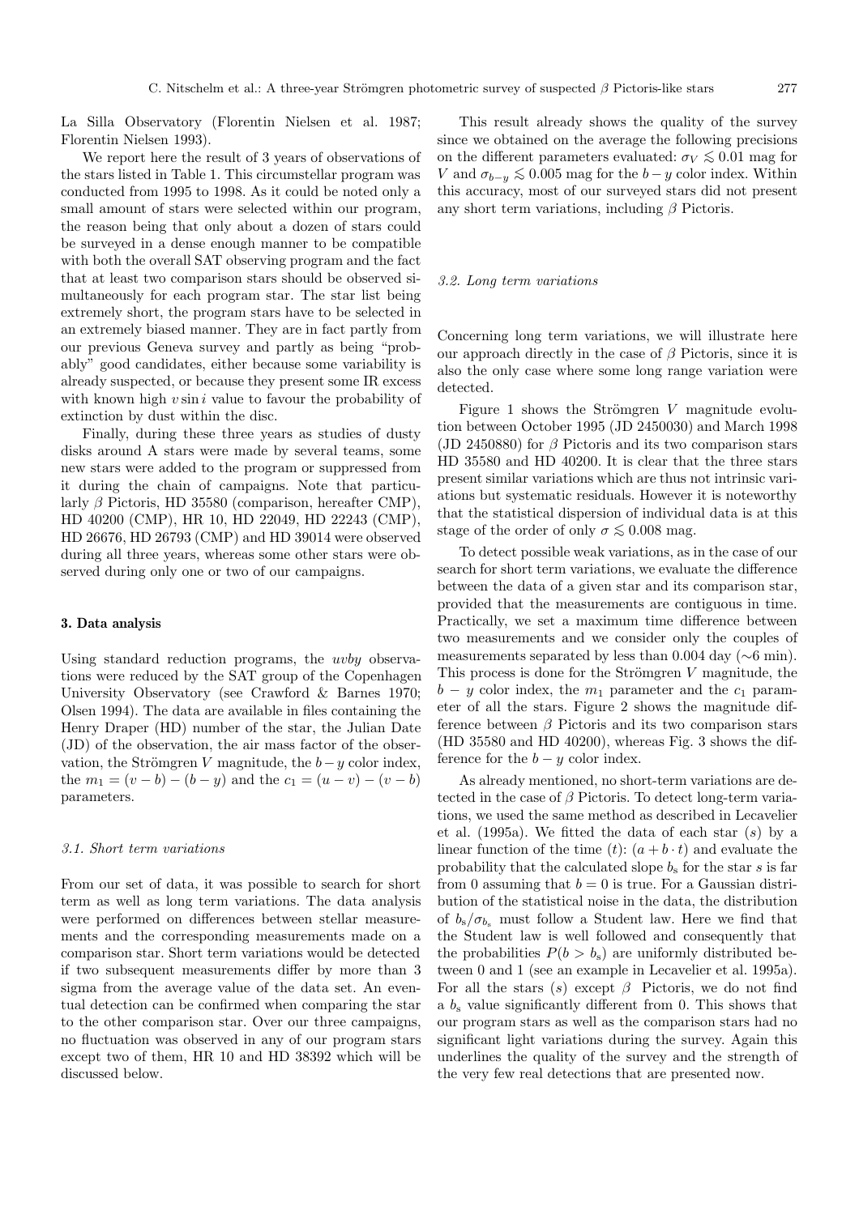La Silla Observatory (Florentin Nielsen et al. 1987; Florentin Nielsen 1993).

We report here the result of 3 years of observations of the stars listed in Table 1. This circumstellar program was conducted from 1995 to 1998. As it could be noted only a small amount of stars were selected within our program, the reason being that only about a dozen of stars could be surveyed in a dense enough manner to be compatible with both the overall SAT observing program and the fact that at least two comparison stars should be observed simultaneously for each program star. The star list being extremely short, the program stars have to be selected in an extremely biased manner. They are in fact partly from our previous Geneva survey and partly as being "probably" good candidates, either because some variability is already suspected, or because they present some IR excess with known high $v \sin i$ value to favour the probability of extinction by dust within the disc.

Finally, during these three years as studies of dusty disks around A stars were made by several teams, some new stars were added to the program or suppressed from it during the chain of campaigns. Note that particularly $\beta$ Pictoris, HD 35580 (comparison, hereafter CMP), HD 40200 (CMP), HR 10, HD 22049, HD 22243 (CMP), HD 26676, HD 26793 (CMP) and HD 39014 were observed during all three years, whereas some other stars were observed during only one or two of our campaigns.

## 3. Data analysis

Using standard reduction programs, the *uvby* observations were reduced by the SAT group of the Copenhagen University Observatory (see Crawford & Barnes 1970; Olsen 1994). The data are available in files containing the Henry Draper (HD) number of the star, the Julian Date (JD) of the observation, the air mass factor of the observation, the Strömgren $V$ magnitude, the $b-y$ color index, the $m_1 = (v-b) - (b-y)$ and the $c_1 = (u-v) - (v-b)$ parameters.

### 3.1. Short term variations

From our set of data, it was possible to search for short term as well as long term variations. The data analysis were performed on differences between stellar measurements and the corresponding measurements made on a comparison star. Short term variations would be detected if two subsequent measurements differ by more than 3 sigma from the average value of the data set. An eventual detection can be confirmed when comparing the star to the other comparison star. Over our three campaigns, no fluctuation was observed in any of our program stars except two of them, HR 10 and HD 38392 which will be discussed below.

This result already shows the quality of the survey since we obtained on the average the following precisions on the different parameters evaluated: $\sigma_V \lesssim 0.01$ mag for $V$ and $\sigma_{b-y} \lesssim 0.005$ mag for the $b-y$ color index. Within this accuracy, most of our surveyed stars did not present any short term variations, including $\beta$ Pictoris.

### 3.2. Long term variations

Concerning long term variations, we will illustrate here our approach directly in the case of $\beta$ Pictoris, since it is also the only case where some long range variation were detected.

Figure 1 shows the Strömgren $V$ magnitude evolution between October 1995 (JD 2450030) and March 1998 (JD 2450880) for $\beta$ Pictoris and its two comparison stars HD 35580 and HD 40200. It is clear that the three stars present similar variations which are thus not intrinsic variations but systematic residuals. However it is noteworthy that the statistical dispersion of individual data is at this stage of the order of only $\sigma \lesssim 0.008$ mag.

To detect possible weak variations, as in the case of our search for short term variations, we evaluate the difference between the data of a given star and its comparison star, provided that the measurements are contiguous in time. Practically, we set a maximum time difference between two measurements and we consider only the couples of measurements separated by less than 0.004 day (~6 min). This process is done for the Strömgren $V$ magnitude, the $b-y$ color index, the $m_1$ parameter and the $c_1$ parameter of all the stars. Figure 2 shows the magnitude difference between $\beta$ Pictoris and its two comparison stars (HD 35580 and HD 40200), whereas Fig. 3 shows the difference for the $b-y$ color index.

As already mentioned, no short-term variations are detected in the case of $\beta$ Pictoris. To detect long-term variations, we used the same method as described in Lecavelier et al. (1995a). We fitted the data of each star ($s$) by a linear function of the time ($t$): $(a + b \cdot t)$ and evaluate the probability that the calculated slope $b_\mathrm{s}$ for the star $s$ is far from 0 assuming that $b = 0$ is true. For a Gaussian distribution of the statistical noise in the data, the distribution of $b_\mathrm{s}/\sigma_{b_\mathrm{s}}$ must follow a Student law. Here we find that the Student law is well followed and consequently that the probabilities $P(b > b_\mathrm{s})$ are uniformly distributed between 0 and 1 (see an example in Lecavelier et al. 1995a). For all the stars ($s$) except $\beta$ Pictoris, we do not find a $b_\mathrm{s}$ value significantly different from 0. This shows that our program stars as well as the comparison stars had no significant light variations during the survey. Again this underlines the quality of the survey and the strength of the very few real detections that are presented now.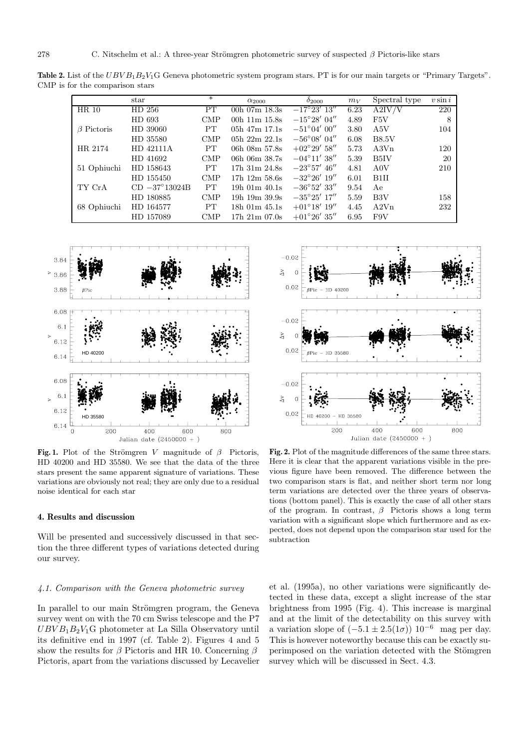**Table 2.** List of the $UBVB_1B_2V_1G$ Geneva photometric system program stars. PT is for our main targets or "Primary Targets". CMP is for the comparison stars

| | star | * | $\alpha_{2000}$ | $\delta_{2000}$ | $m_V$ | Spectral type | $v \sin i$ |
|---|---|---|---|---|---|---|---|
| HR 10 | HD 256 | PT | 00h 07m 18.3s | $-17°23'\,13''$ | 6.23 | A2IV/V | 220 |
| | HD 693 | CMP | 00h 11m 15.8s | $-15°28'\,04''$ | 4.89 | F5V | 8 |
| $\beta$ Pictoris | HD 39060 | PT | 05h 47m 17.1s | $-51°04'\,00''$ | 3.80 | A5V | 104 |
| | HD 35580 | CMP | 05h 22m 22.1s | $-56°08'\,04''$ | 6.08 | B8.5V | |
| HR 2174 | HD 42111A | PT | 06h 08m 57.8s | $+02°29'\,58''$ | 5.73 | A3Vn | 120 |
| | HD 41692 | CMP | 06h 06m 38.7s | $-04°11'\,38''$ | 5.39 | B5IV | 20 |
| 51 Ophiuchi | HD 158643 | PT | 17h 31m 24.8s | $-23°57'\,46''$ | 4.81 | A0V | 210 |
| | HD 155450 | CMP | 17h 12m 58.6s | $-32°26'\,19''$ | 6.01 | B1II | |
| TY CrA | CD $-37°13024$B | PT | 19h 01m 40.1s | $-36°52'\,33''$ | 9.54 | Ae | |
| | HD 180885 | CMP | 19h 19m 39.9s | $-35°25'\,17''$ | 5.59 | B3V | 158 |
| 68 Ophiuchi | HD 164577 | PT | 18h 01m 45.1s | $+01°18'\,19''$ | 4.45 | A2Vn | 232 |
| | HD 157089 | CMP | 17h 21m 07.0s | $+01°26'\,35''$ | 6.95 | F9V | |

**Fig. 1.** Plot of the Strömgren $V$ magnitude of $\beta$ Pictoris, HD 40200 and HD 35580. We see that the data of the three stars present the same apparent signature of variations. These variations are obviously not real; they are only due to a residual noise identical for each star

**Fig. 2.** Plot of the magnitude differences of the same three stars. Here it is clear that the apparent variations visible in the previous figure have been removed. The difference between the two comparison stars is flat, and neither short term nor long term variations are detected over the three years of observations (bottom panel). This is exactly the case of all other stars of the program. In contrast, $\beta$ Pictoris shows a long term variation with a significant slope which furthermore and as expected, does not depend upon the comparison star used for the subtraction

## 4. Results and discussion

Will be presented and successively discussed in that section the three different types of variations detected during our survey.

### 4.1. Comparison with the Geneva photometric survey

In parallel to our main Strömgren program, the Geneva survey went on with the 70 cm Swiss telescope and the P7 $UBVB_1B_2V_1G$ photometer at La Silla Observatory until its definitive end in 1997 (cf. Table 2). Figures 4 and 5 show the results for $\beta$ Pictoris and HR 10. Concerning $\beta$ Pictoris, apart from the variations discussed by Lecavelier et al. (1995a), no other variations were significantly detected in these data, except a slight increase of the star brightness from 1995 (Fig. 4). This increase is marginal and at the limit of the detectability on this survey with a variation slope of $(-5.1 \pm 2.5(1\sigma))\ 10^{-6}$ mag per day. This is however noteworthy because this can be exactly superimposed on the variation detected with the Stömgren survey which will be discussed in Sect. 4.3.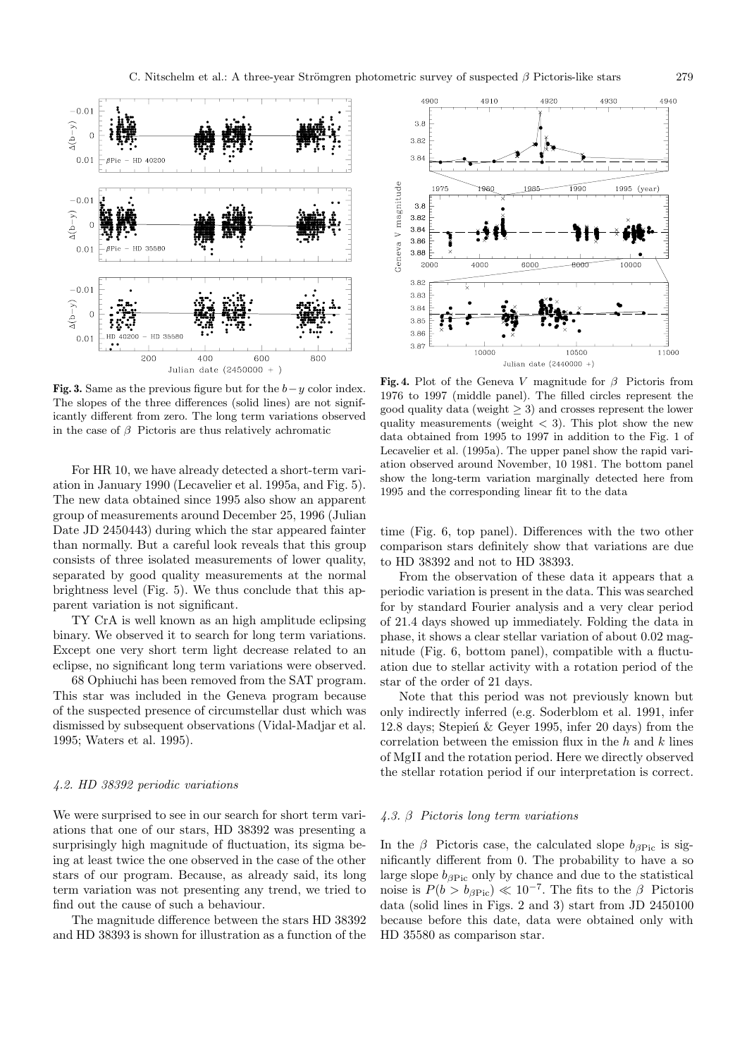**Fig. 3.** Same as the previous figure but for the $b-y$ color index. The slopes of the three differences (solid lines) are not significantly different from zero. The long term variations observed in the case of $\beta$ Pictoris are thus relatively achromatic

**Fig. 4.** Plot of the Geneva $V$ magnitude for $\beta$ Pictoris from 1976 to 1997 (middle panel). The filled circles represent the good quality data (weight $\geq 3$) and crosses represent the lower quality measurements (weight $< 3$). This plot show the new data obtained from 1995 to 1997 in addition to the Fig. 1 of Lecavelier et al. (1995a). The upper panel show the rapid variation observed around November, 10 1981. The bottom panel show the long-term variation marginally detected here from 1995 and the corresponding linear fit to the data

For HR 10, we have already detected a short-term variation in January 1990 (Lecavelier et al. 1995a, and Fig. 5). The new data obtained since 1995 also show an apparent group of measurements around December 25, 1996 (Julian Date JD 2450443) during which the star appeared fainter than normally. But a careful look reveals that this group consists of three isolated measurements of lower quality, separated by good quality measurements at the normal brightness level (Fig. 5). We thus conclude that this apparent variation is not significant.

TY CrA is well known as an high amplitude eclipsing binary. We observed it to search for long term variations. Except one very short term light decrease related to an eclipse, no significant long term variations were observed.

68 Ophiuchi has been removed from the SAT program. This star was included in the Geneva program because of the suspected presence of circumstellar dust which was dismissed by subsequent observations (Vidal-Madjar et al. 1995; Waters et al. 1995).

### 4.2. HD 38392 periodic variations

We were surprised to see in our search for short term variations that one of our stars, HD 38392 was presenting a surprisingly high magnitude of fluctuation, its sigma being at least twice the one observed in the case of the other stars of our program. Because, as already said, its long term variation was not presenting any trend, we tried to find out the cause of such a behaviour.

The magnitude difference between the stars HD 38392 and HD 38393 is shown for illustration as a function of the time (Fig. 6, top panel). Differences with the two other comparison stars definitely show that variations are due to HD 38392 and not to HD 38393.

From the observation of these data it appears that a periodic variation is present in the data. This was searched for by standard Fourier analysis and a very clear period of 21.4 days showed up immediately. Folding the data in phase, it shows a clear stellar variation of about 0.02 magnitude (Fig. 6, bottom panel), compatible with a fluctuation due to stellar activity with a rotation period of the star of the order of 21 days.

Note that this period was not previously known but only indirectly inferred (e.g. Soderblom et al. 1991, infer 12.8 days; Stepień & Geyer 1995, infer 20 days) from the correlation between the emission flux in the $h$ and $k$ lines of MgII and the rotation period. Here we directly observed the stellar rotation period if our interpretation is correct.

### 4.3. $\beta$ Pictoris long term variations

In the $\beta$ Pictoris case, the calculated slope $b_{\beta \rm Pic}$ is significantly different from 0. The probability to have a so large slope $b_{\beta \rm Pic}$ only by chance and due to the statistical noise is $P(b > b_{\beta \rm Pic}) \ll 10^{-7}$. The fits to the $\beta$ Pictoris data (solid lines in Figs. 2 and 3) start from JD 2450100 because before this date, data were obtained only with HD 35580 as comparison star.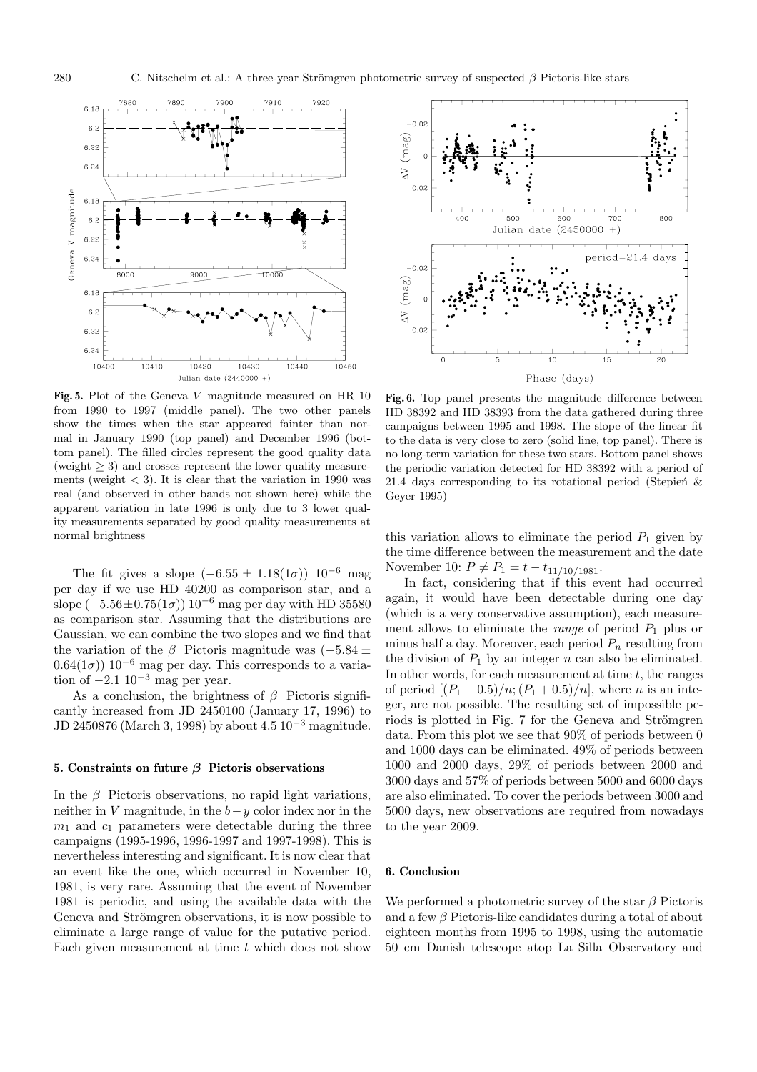**Fig. 5.** Plot of the Geneva $V$ magnitude measured on HR 10 from 1990 to 1997 (middle panel). The two other panels show the times when the star appeared fainter than normal in January 1990 (top panel) and December 1996 (bottom panel). The filled circles represent the good quality data (weight $\geq 3$) and crosses represent the lower quality measurements (weight $< 3$). It is clear that the variation in 1990 was real (and observed in other bands not shown here) while the apparent variation in late 1996 is only due to 3 lower quality measurements separated by good quality measurements at normal brightness

**Fig. 6.** Top panel presents the magnitude difference between HD 38392 and HD 38393 from the data gathered during three campaigns between 1995 and 1998. The slope of the linear fit to the data is very close to zero (solid line, top panel). There is no long-term variation for these two stars. Bottom panel shows the periodic variation detected for HD 38392 with a period of 21.4 days corresponding to its rotational period (Stepień & Geyer 1995)

The fit gives a slope $(-6.55 \pm 1.18(1\sigma))\ 10^{-6}$ mag per day if we use HD 40200 as comparison star, and a slope $(-5.56 \pm 0.75(1\sigma))\ 10^{-6}$ mag per day with HD 35580 as comparison star. Assuming that the distributions are Gaussian, we can combine the two slopes and we find that the variation of the $\beta$ Pictoris magnitude was $(-5.84 \pm 0.64(1\sigma))\ 10^{-6}$ mag per day. This corresponds to a variation of $-2.1\ 10^{-3}$ mag per year.

As a conclusion, the brightness of $\beta$ Pictoris significantly increased from JD 2450100 (January 17, 1996) to JD 2450876 (March 3, 1998) by about $4.5\,10^{-3}$ magnitude.

## 5. Constraints on future $\beta$ Pictoris observations

In the $\beta$ Pictoris observations, no rapid light variations, neither in $V$ magnitude, in the $b-y$ color index nor in the $m_1$ and $c_1$ parameters were detectable during the three campaigns (1995-1996, 1996-1997 and 1997-1998). This is nevertheless interesting and significant. It is now clear that an event like the one, which occurred in November 10, 1981, is very rare. Assuming that the event of November 1981 is periodic, and using the available data with the Geneva and Strömgren observations, it is now possible to eliminate a large range of value for the putative period. Each given measurement at time $t$ which does not show this variation allows to eliminate the period $P_1$ given by the time difference between the measurement and the date November 10: $P \neq P_1 = t - t_{11/10/1981}$.

In fact, considering that if this event had occurred again, it would have been detectable during one day (which is a very conservative assumption), each measurement allows to eliminate the *range* of period $P_1$ plus or minus half a day. Moreover, each period $P_n$ resulting from the division of $P_1$ by an integer $n$ can also be eliminated. In other words, for each measurement at time $t$, the ranges of period $[(P_1 - 0.5)/n; (P_1 + 0.5)/n]$, where $n$ is an integer, are not possible. The resulting set of impossible periods is plotted in Fig. 7 for the Geneva and Strömgren data. From this plot we see that 90% of periods between 0 and 1000 days can be eliminated. 49% of periods between 1000 and 2000 days, 29% of periods between 2000 and 3000 days and 57% of periods between 5000 and 6000 days are also eliminated. To cover the periods between 3000 and 5000 days, new observations are required from nowadays to the year 2009.

## 6. Conclusion

We performed a photometric survey of the star $\beta$ Pictoris and a few $\beta$ Pictoris-like candidates during a total of about eighteen months from 1995 to 1998, using the automatic 50 cm Danish telescope atop La Silla Observatory and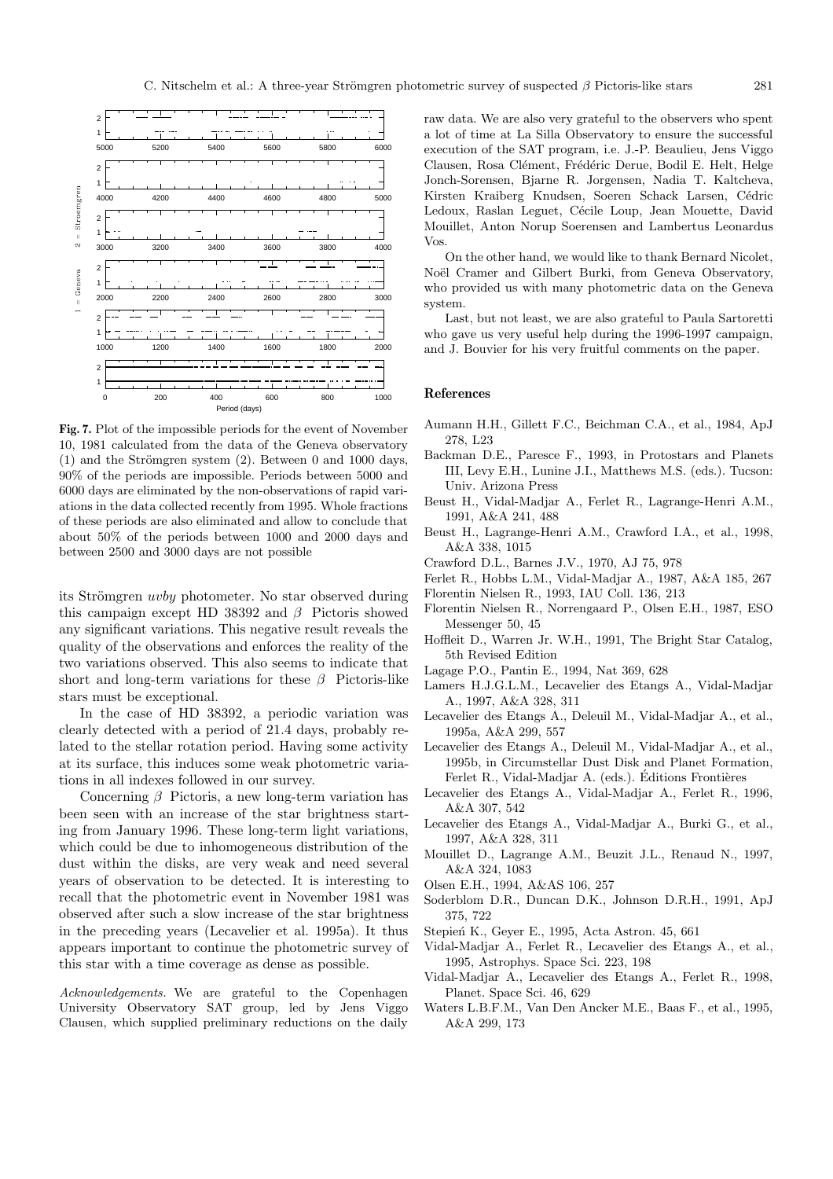2
1
5000 5200 5400 5600 5800 6000
2
4000 4200 4400 4600 4800 5000
2
1
3000 3200 3400 3600 3800 4000
2
1
2000 2200 2400 2600 2800 3000
2
1
1000 1200 1400 1600 1800 2000
2
1
0 200 400 600 800 1000
Period (days)
1 = Geneva 2 = Stroemgren

**Fig. 7.** Plot of the impossible periods for the event of November 10, 1981 calculated from the data of the Geneva observatory (1) and the Strömgren system (2). Between 0 and 1000 days, 90% of the periods are impossible. Periods between 5000 and 6000 days are eliminated by the non-observations of rapid variations in the data collected recently from 1995. Whole fractions of these periods are also eliminated and allow to conclude that about 50% of the periods between 1000 and 2000 days and between 2500 and 3000 days are not possible

its Strömgren *uvby* photometer. No star observed during this campaign except HD 38392 and $\beta$ Pictoris showed any significant variations. This negative result reveals the quality of the observations and enforces the reality of the two variations observed. This also seems to indicate that short and long-term variations for these $\beta$ Pictoris-like stars must be exceptional.

In the case of HD 38392, a periodic variation was clearly detected with a period of 21.4 days, probably related to the stellar rotation period. Having some activity at its surface, this induces some weak photometric variations in all indexes followed in our survey.

Concerning $\beta$ Pictoris, a new long-term variation has been seen with an increase of the star brightness starting from January 1996. These long-term light variations, which could be due to inhomogeneous distribution of the dust within the disks, are very weak and need several years of observation to be detected. It is interesting to recall that the photometric event in November 1981 was observed after such a slow increase of the star brightness in the preceding years (Lecavelier et al. 1995a). It thus appears important to continue the photometric survey of this star with a time coverage as dense as possible.

*Acknowledgements.* We are grateful to the Copenhagen University Observatory SAT group, led by Jens Viggo Clausen, which supplied preliminary reductions on the daily raw data. We are also very grateful to the observers who spent a lot of time at La Silla Observatory to ensure the successful execution of the SAT program, i.e. J.-P. Beaulieu, Jens Viggo Clausen, Rosa Clément, Frédéric Derue, Bodil E. Helt, Helge Jonch-Sorensen, Bjarne R. Jorgensen, Nadia T. Kaltcheva, Kirsten Kraiberg Knudsen, Soeren Schack Larsen, Cédric Ledoux, Raslan Leguet, Cécile Loup, Jean Mouette, David Mouillet, Anton Norup Soerensen and Lambertus Leonardus Vos.

On the other hand, we would like to thank Bernard Nicolet, Noël Cramer and Gilbert Burki, from Geneva Observatory, who provided us with many photometric data on the Geneva system.

Last, but not least, we are also grateful to Paula Sartoretti who gave us very useful help during the 1996-1997 campaign, and J. Bouvier for his very fruitful comments on the paper.

## References

- Aumann H.H., Gillett F.C., Beichman C.A., et al., 1984, ApJ 278, L23
- Backman D.E., Paresce F., 1993, in Protostars and Planets III, Levy E.H., Lunine J.I., Matthews M.S. (eds.). Tucson: Univ. Arizona Press
- Beust H., Vidal-Madjar A., Ferlet R., Lagrange-Henri A.M., 1991, A&A 241, 488
- Beust H., Lagrange-Henri A.M., Crawford I.A., et al., 1998, A&A 338, 1015
- Crawford D.L., Barnes J.V., 1970, AJ 75, 978
- Ferlet R., Hobbs L.M., Vidal-Madjar A., 1987, A&A 185, 267
- Florentin Nielsen R., 1993, IAU Coll. 136, 213
- Florentin Nielsen R., Norrengaard P., Olsen E.H., 1987, ESO Messenger 50, 45
- Hoffleit D., Warren Jr. W.H., 1991, The Bright Star Catalog, 5th Revised Edition
- Lagage P.O., Pantin E., 1994, Nat 369, 628
- Lamers H.J.G.L.M., Lecavelier des Etangs A., Vidal-Madjar A., 1997, A&A 328, 311
- Lecavelier des Etangs A., Deleuil M., Vidal-Madjar A., et al., 1995a, A&A 299, 557
- Lecavelier des Etangs A., Deleuil M., Vidal-Madjar A., et al., 1995b, in Circumstellar Dust Disk and Planet Formation, Ferlet R., Vidal-Madjar A. (eds.). Éditions Frontières
- Lecavelier des Etangs A., Vidal-Madjar A., Ferlet R., 1996, A&A 307, 542
- Lecavelier des Etangs A., Vidal-Madjar A., Burki G., et al., 1997, A&A 328, 311
- Mouillet D., Lagrange A.M., Beuzit J.L., Renaud N., 1997, A&A 324, 1083
- Olsen E.H., 1994, A&AS 106, 257
- Soderblom D.R., Duncan D.K., Johnson D.R.H., 1991, ApJ 375, 722
- Stepień K., Geyer E., 1995, Acta Astron. 45, 661
- Vidal-Madjar A., Ferlet R., Lecavelier des Etangs A., et al., 1995, Astrophys. Space Sci. 223, 198
- Vidal-Madjar A., Lecavelier des Etangs A., Ferlet R., 1998, Planet. Space Sci. 46, 629
- Waters L.B.F.M., Van Den Ancker M.E., Baas F., et al., 1995, A&A 299, 173